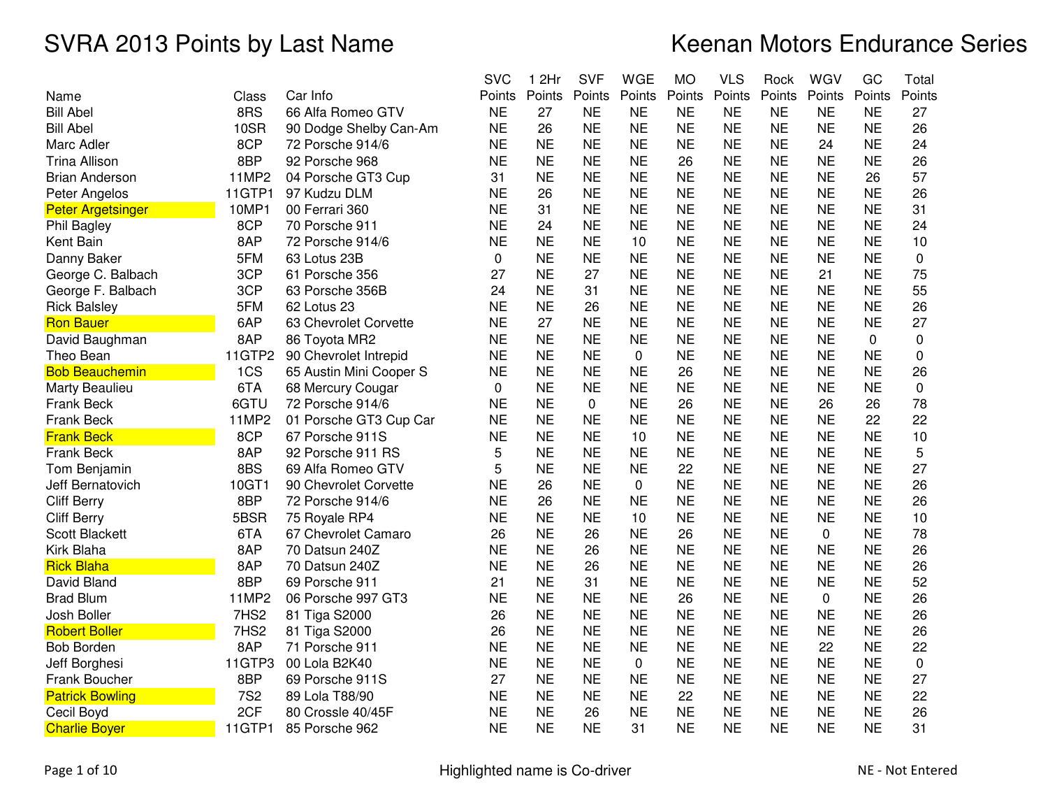# SVRA 2013 Points by Last Name

# Keenan Motors Endurance Series

| Name | Class | Car Info | SVC Points | 1 2Hr Points | SVF Points | WGE Points | MO Points | VLS Points | Rock Points | WGV Points | GC Points | Total Points |
|---|---|---|---|---|---|---|---|---|---|---|---|---|
| Bill Abel | 8RS | 66 Alfa Romeo GTV | NE | 27 | NE | NE | NE | NE | NE | NE | NE | 27 |
| Bill Abel | 10SR | 90 Dodge Shelby Can-Am | NE | 26 | NE | NE | NE | NE | NE | NE | NE | 26 |
| Marc Adler | 8CP | 72 Porsche 914/6 | NE | NE | NE | NE | NE | NE | NE | 24 | NE | 24 |
| Trina Allison | 8BP | 92 Porsche 968 | NE | NE | NE | NE | 26 | NE | NE | NE | NE | 26 |
| Brian Anderson | 11MP2 | 04 Porsche GT3 Cup | 31 | NE | NE | NE | NE | NE | NE | NE | 26 | 57 |
| Peter Angelos | 11GTP1 | 97 Kudzu DLM | NE | 26 | NE | NE | NE | NE | NE | NE | NE | 26 |
| Peter Argetsinger | 10MP1 | 00 Ferrari 360 | NE | 31 | NE | NE | NE | NE | NE | NE | NE | 31 |
| Phil Bagley | 8CP | 70 Porsche 911 | NE | 24 | NE | NE | NE | NE | NE | NE | NE | 24 |
| Kent Bain | 8AP | 72 Porsche 914/6 | NE | NE | NE | 10 | NE | NE | NE | NE | NE | 10 |
| Danny Baker | 5FM | 63 Lotus 23B | 0 | NE | NE | NE | NE | NE | NE | NE | NE | 0 |
| George C. Balbach | 3CP | 61 Porsche 356 | 27 | NE | 27 | NE | NE | NE | NE | 21 | NE | 75 |
| George F. Balbach | 3CP | 63 Porsche 356B | 24 | NE | 31 | NE | NE | NE | NE | NE | NE | 55 |
| Rick Balsley | 5FM | 62 Lotus 23 | NE | NE | 26 | NE | NE | NE | NE | NE | NE | 26 |
| Ron Bauer | 6AP | 63 Chevrolet Corvette | NE | 27 | NE | NE | NE | NE | NE | NE | NE | 27 |
| David Baughman | 8AP | 86 Toyota MR2 | NE | NE | NE | NE | NE | NE | NE | NE | 0 | 0 |
| Theo Bean | 11GTP2 | 90 Chevrolet Intrepid | NE | NE | NE | 0 | NE | NE | NE | NE | NE | 0 |
| Bob Beauchemin | 1CS | 65 Austin Mini Cooper S | NE | NE | NE | NE | 26 | NE | NE | NE | NE | 26 |
| Marty Beaulieu | 6TA | 68 Mercury Cougar | 0 | NE | NE | NE | NE | NE | NE | NE | NE | 0 |
| Frank Beck | 6GTU | 72 Porsche 914/6 | NE | NE | 0 | NE | 26 | NE | NE | 26 | 26 | 78 |
| Frank Beck | 11MP2 | 01 Porsche GT3 Cup Car | NE | NE | NE | NE | NE | NE | NE | NE | 22 | 22 |
| Frank Beck | 8CP | 67 Porsche 911S | NE | NE | NE | 10 | NE | NE | NE | NE | NE | 10 |
| Frank Beck | 8AP | 92 Porsche 911 RS | 5 | NE | NE | NE | NE | NE | NE | NE | NE | 5 |
| Tom Benjamin | 8BS | 69 Alfa Romeo GTV | 5 | NE | NE | NE | 22 | NE | NE | NE | NE | 27 |
| Jeff Bernatovich | 10GT1 | 90 Chevrolet Corvette | NE | 26 | NE | 0 | NE | NE | NE | NE | NE | 26 |
| Cliff Berry | 8BP | 72 Porsche 914/6 | NE | 26 | NE | NE | NE | NE | NE | NE | NE | 26 |
| Cliff Berry | 5BSR | 75 Royale RP4 | NE | NE | NE | 10 | NE | NE | NE | NE | NE | 10 |
| Scott Blackett | 6TA | 67 Chevrolet Camaro | 26 | NE | 26 | NE | 26 | NE | NE | 0 | NE | 78 |
| Kirk Blaha | 8AP | 70 Datsun 240Z | NE | NE | 26 | NE | NE | NE | NE | NE | NE | 26 |
| Rick Blaha | 8AP | 70 Datsun 240Z | NE | NE | 26 | NE | NE | NE | NE | NE | NE | 26 |
| David Bland | 8BP | 69 Porsche 911 | 21 | NE | 31 | NE | NE | NE | NE | NE | NE | 52 |
| Brad Blum | 11MP2 | 06 Porsche 997 GT3 | NE | NE | NE | NE | 26 | NE | NE | 0 | NE | 26 |
| Josh Boller | 7HS2 | 81 Tiga S2000 | 26 | NE | NE | NE | NE | NE | NE | NE | NE | 26 |
| Robert Boller | 7HS2 | 81 Tiga S2000 | 26 | NE | NE | NE | NE | NE | NE | NE | NE | 26 |
| Bob Borden | 8AP | 71 Porsche 911 | NE | NE | NE | NE | NE | NE | NE | 22 | NE | 22 |
| Jeff Borghesi | 11GTP3 | 00 Lola B2K40 | NE | NE | NE | 0 | NE | NE | NE | NE | NE | 0 |
| Frank Boucher | 8BP | 69 Porsche 911S | 27 | NE | NE | NE | NE | NE | NE | NE | NE | 27 |
| Patrick Bowling | 7S2 | 89 Lola T88/90 | NE | NE | NE | NE | 22 | NE | NE | NE | NE | 22 |
| Cecil Boyd | 2CF | 80 Crossle 40/45F | NE | NE | 26 | NE | NE | NE | NE | NE | NE | 26 |
| Charlie Boyer | 11GTP1 | 85 Porsche 962 | NE | NE | NE | 31 | NE | NE | NE | NE | NE | 31 |

Highlighted name is Co-driver

NE - Not Entered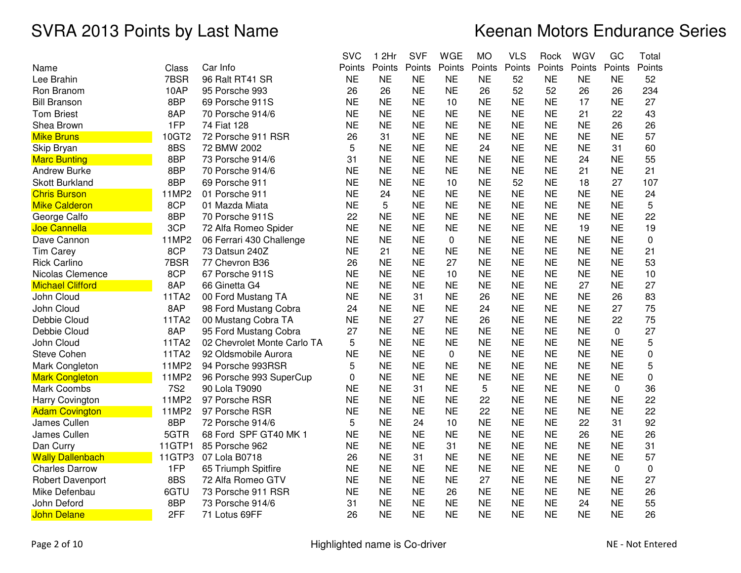# SVRA 2013 Points by Last Name

# Keenan Motors Endurance Series

| Name | Class | Car Info | SVC Points | 1 2Hr Points | SVF Points | WGE Points | MO Points | VLS Points | Rock Points | WGV Points | GC Points | Total Points |
|---|---|---|---|---|---|---|---|---|---|---|---|---|
| Lee Brahin | 7BSR | 96 Ralt RT41 SR | NE | NE | NE | NE | NE | 52 | NE | NE | NE | 52 |
| Ron Branom | 10AP | 95 Porsche 993 | 26 | 26 | NE | NE | 26 | 52 | 52 | 26 | 26 | 234 |
| Bill Branson | 8BP | 69 Porsche 911S | NE | NE | NE | 10 | NE | NE | NE | 17 | NE | 27 |
| Tom Briest | 8AP | 70 Porsche 914/6 | NE | NE | NE | NE | NE | NE | NE | 21 | 22 | 43 |
| Shea Brown | 1FP | 74 Fiat 128 | NE | NE | NE | NE | NE | NE | NE | NE | 26 | 26 |
| Mike Bruns | 10GT2 | 72 Porsche 911 RSR | 26 | 31 | NE | NE | NE | NE | NE | NE | NE | 57 |
| Skip Bryan | 8BS | 72 BMW 2002 | 5 | NE | NE | NE | 24 | NE | NE | NE | 31 | 60 |
| Marc Bunting | 8BP | 73 Porsche 914/6 | 31 | NE | NE | NE | NE | NE | NE | 24 | NE | 55 |
| Andrew Burke | 8BP | 70 Porsche 914/6 | NE | NE | NE | NE | NE | NE | NE | 21 | NE | 21 |
| Skott Burkland | 8BP | 69 Porsche 911 | NE | NE | NE | 10 | NE | 52 | NE | 18 | 27 | 107 |
| Chris Burson | 11MP2 | 01 Porsche 911 | NE | 24 | NE | NE | NE | NE | NE | NE | NE | 24 |
| Mike Calderon | 8CP | 01 Mazda Miata | NE | 5 | NE | NE | NE | NE | NE | NE | NE | 5 |
| George Calfo | 8BP | 70 Porsche 911S | 22 | NE | NE | NE | NE | NE | NE | NE | NE | 22 |
| Joe Cannella | 3CP | 72 Alfa Romeo Spider | NE | NE | NE | NE | NE | NE | NE | 19 | NE | 19 |
| Dave Cannon | 11MP2 | 06 Ferrari 430 Challenge | NE | NE | NE | 0 | NE | NE | NE | NE | NE | 0 |
| Tim Carey | 8CP | 73 Datsun 240Z | NE | 21 | NE | NE | NE | NE | NE | NE | NE | 21 |
| Rick Carlino | 7BSR | 77 Chevron B36 | 26 | NE | NE | 27 | NE | NE | NE | NE | NE | 53 |
| Nicolas Clemence | 8CP | 67 Porsche 911S | NE | NE | NE | 10 | NE | NE | NE | NE | NE | 10 |
| Michael Clifford | 8AP | 66 Ginetta G4 | NE | NE | NE | NE | NE | NE | NE | 27 | NE | 27 |
| John Cloud | 11TA2 | 00 Ford Mustang TA | NE | NE | 31 | NE | 26 | NE | NE | NE | 26 | 83 |
| John Cloud | 8AP | 98 Ford Mustang Cobra | 24 | NE | NE | NE | 24 | NE | NE | NE | 27 | 75 |
| Debbie Cloud | 11TA2 | 00 Mustang Cobra TA | NE | NE | 27 | NE | 26 | NE | NE | NE | 22 | 75 |
| Debbie Cloud | 8AP | 95 Ford Mustang Cobra | 27 | NE | NE | NE | NE | NE | NE | NE | 0 | 27 |
| John Cloud | 11TA2 | 02 Chevrolet Monte Carlo TA | 5 | NE | NE | NE | NE | NE | NE | NE | NE | 5 |
| Steve Cohen | 11TA2 | 92 Oldsmobile Aurora | NE | NE | NE | 0 | NE | NE | NE | NE | NE | 0 |
| Mark Congleton | 11MP2 | 94 Porsche 993RSR | 5 | NE | NE | NE | NE | NE | NE | NE | NE | 5 |
| Mark Congleton | 11MP2 | 96 Porsche 993 SuperCup | 0 | NE | NE | NE | NE | NE | NE | NE | NE | 0 |
| Mark Coombs | 7S2 | 90 Lola T9090 | NE | NE | 31 | NE | 5 | NE | NE | NE | 0 | 36 |
| Harry Covington | 11MP2 | 97 Porsche RSR | NE | NE | NE | NE | 22 | NE | NE | NE | NE | 22 |
| Adam Covington | 11MP2 | 97 Porsche RSR | NE | NE | NE | NE | 22 | NE | NE | NE | NE | 22 |
| James Cullen | 8BP | 72 Porsche 914/6 | 5 | NE | 24 | 10 | NE | NE | NE | 22 | 31 | 92 |
| James Cullen | 5GTR | 68 Ford SPF GT40 MK 1 | NE | NE | NE | NE | NE | NE | NE | 26 | NE | 26 |
| Dan Curry | 11GTP1 | 85 Porsche 962 | NE | NE | NE | 31 | NE | NE | NE | NE | NE | 31 |
| Wally Dallenbach | 11GTP3 | 07 Lola B0718 | 26 | NE | 31 | NE | NE | NE | NE | NE | NE | 57 |
| Charles Darrow | 1FP | 65 Triumph Spitfire | NE | NE | NE | NE | NE | NE | NE | NE | 0 | 0 |
| Robert Davenport | 8BS | 72 Alfa Romeo GTV | NE | NE | NE | NE | 27 | NE | NE | NE | NE | 27 |
| Mike Defenbau | 6GTU | 73 Porsche 911 RSR | NE | NE | NE | 26 | NE | NE | NE | NE | NE | 26 |
| John Deford | 8BP | 73 Porsche 914/6 | 31 | NE | NE | NE | NE | NE | NE | 24 | NE | 55 |
| John Delane | 2FF | 71 Lotus 69FF | 26 | NE | NE | NE | NE | NE | NE | NE | NE | 26 |

Highlighted name is Co-driver

NE - Not Entered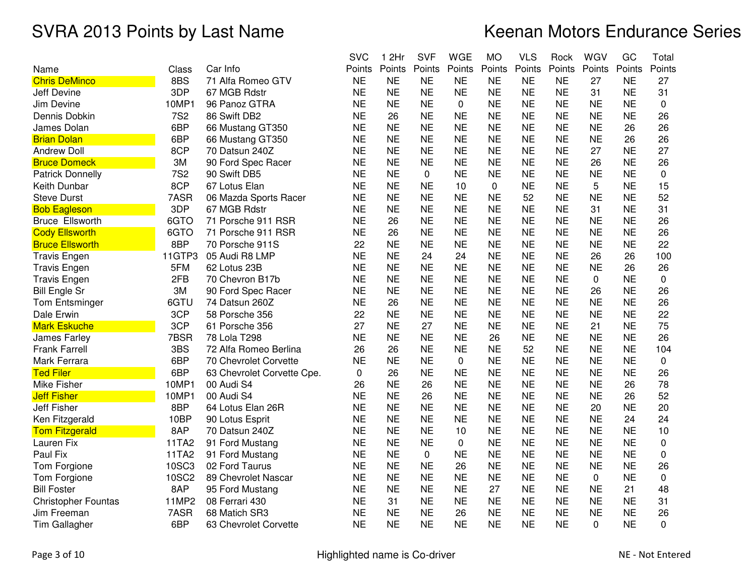# SVRA 2013 Points by Last Name

# Keenan Motors Endurance Series

| Name | Class | Car Info | SVC Points | 1 2Hr Points | SVF Points | WGE Points | MO Points | VLS Points | Rock Points | WGV Points | GC Points | Total Points |
|---|---|---|---|---|---|---|---|---|---|---|---|---|
| Chris DeMinco | 8BS | 71 Alfa Romeo GTV | NE | NE | NE | NE | NE | NE | NE | 27 | NE | 27 |
| Jeff Devine | 3DP | 67 MGB Rdstr | NE | NE | NE | NE | NE | NE | NE | 31 | NE | 31 |
| Jim Devine | 10MP1 | 96 Panoz GTRA | NE | NE | NE | 0 | NE | NE | NE | NE | NE | 0 |
| Dennis Dobkin | 7S2 | 86 Swift DB2 | NE | 26 | NE | NE | NE | NE | NE | NE | NE | 26 |
| James Dolan | 6BP | 66 Mustang GT350 | NE | NE | NE | NE | NE | NE | NE | NE | 26 | 26 |
| Brian Dolan | 6BP | 66 Mustang GT350 | NE | NE | NE | NE | NE | NE | NE | NE | 26 | 26 |
| Andrew Doll | 8CP | 70 Datsun 240Z | NE | NE | NE | NE | NE | NE | NE | 27 | NE | 27 |
| Bruce Domeck | 3M | 90 Ford Spec Racer | NE | NE | NE | NE | NE | NE | NE | 26 | NE | 26 |
| Patrick Donnelly | 7S2 | 90 Swift DB5 | NE | NE | 0 | NE | NE | NE | NE | NE | NE | 0 |
| Keith Dunbar | 8CP | 67 Lotus Elan | NE | NE | NE | 10 | 0 | NE | NE | 5 | NE | 15 |
| Steve Durst | 7ASR | 06 Mazda Sports Racer | NE | NE | NE | NE | NE | 52 | NE | NE | NE | 52 |
| Bob Eagleson | 3DP | 67 MGB Rdstr | NE | NE | NE | NE | NE | NE | NE | 31 | NE | 31 |
| Bruce Ellsworth | 6GTO | 71 Porsche 911 RSR | NE | 26 | NE | NE | NE | NE | NE | NE | NE | 26 |
| Cody Ellsworth | 6GTO | 71 Porsche 911 RSR | NE | 26 | NE | NE | NE | NE | NE | NE | NE | 26 |
| Bruce Ellsworth | 8BP | 70 Porsche 911S | 22 | NE | NE | NE | NE | NE | NE | NE | NE | 22 |
| Travis Engen | 11GTP3 | 05 Audi R8 LMP | NE | NE | 24 | 24 | NE | NE | NE | 26 | 26 | 100 |
| Travis Engen | 5FM | 62 Lotus 23B | NE | NE | NE | NE | NE | NE | NE | NE | 26 | 26 |
| Travis Engen | 2FB | 70 Chevron B17b | NE | NE | NE | NE | NE | NE | NE | 0 | NE | 0 |
| Bill Engle Sr | 3M | 90 Ford Spec Racer | NE | NE | NE | NE | NE | NE | NE | 26 | NE | 26 |
| Tom Entsminger | 6GTU | 74 Datsun 260Z | NE | 26 | NE | NE | NE | NE | NE | NE | NE | 26 |
| Dale Erwin | 3CP | 58 Porsche 356 | 22 | NE | NE | NE | NE | NE | NE | NE | NE | 22 |
| Mark Eskuche | 3CP | 61 Porsche 356 | 27 | NE | 27 | NE | NE | NE | NE | 21 | NE | 75 |
| James Farley | 7BSR | 78 Lola T298 | NE | NE | NE | NE | 26 | NE | NE | NE | NE | 26 |
| Frank Farrell | 3BS | 72 Alfa Romeo Berlina | 26 | 26 | NE | NE | NE | 52 | NE | NE | NE | 104 |
| Mark Ferrara | 6BP | 70 Chevrolet Corvette | NE | NE | NE | 0 | NE | NE | NE | NE | NE | 0 |
| Ted Filer | 6BP | 63 Chevrolet Corvette Cpe. | 0 | 26 | NE | NE | NE | NE | NE | NE | NE | 26 |
| Mike Fisher | 10MP1 | 00 Audi S4 | 26 | NE | 26 | NE | NE | NE | NE | NE | 26 | 78 |
| Jeff Fisher | 10MP1 | 00 Audi S4 | NE | NE | 26 | NE | NE | NE | NE | NE | 26 | 52 |
| Jeff Fisher | 8BP | 64 Lotus Elan 26R | NE | NE | NE | NE | NE | NE | NE | 20 | NE | 20 |
| Ken Fitzgerald | 10BP | 90 Lotus Esprit | NE | NE | NE | NE | NE | NE | NE | NE | 24 | 24 |
| Tom Fitzgerald | 8AP | 70 Datsun 240Z | NE | NE | NE | 10 | NE | NE | NE | NE | NE | 10 |
| Lauren Fix | 11TA2 | 91 Ford Mustang | NE | NE | NE | 0 | NE | NE | NE | NE | NE | 0 |
| Paul Fix | 11TA2 | 91 Ford Mustang | NE | NE | 0 | NE | NE | NE | NE | NE | NE | 0 |
| Tom Forgione | 10SC3 | 02 Ford Taurus | NE | NE | NE | 26 | NE | NE | NE | NE | NE | 26 |
| Tom Forgione | 10SC2 | 89 Chevrolet Nascar | NE | NE | NE | NE | NE | NE | NE | 0 | NE | 0 |
| Bill Foster | 8AP | 95 Ford Mustang | NE | NE | NE | NE | 27 | NE | NE | NE | 21 | 48 |
| Christopher Fountas | 11MP2 | 08 Ferrari 430 | NE | 31 | NE | NE | NE | NE | NE | NE | NE | 31 |
| Jim Freeman | 7ASR | 68 Matich SR3 | NE | NE | NE | 26 | NE | NE | NE | NE | NE | 26 |
| Tim Gallagher | 6BP | 63 Chevrolet Corvette | NE | NE | NE | NE | NE | NE | NE | 0 | NE | 0 |

Highlighted name is Co-driver

NE - Not Entered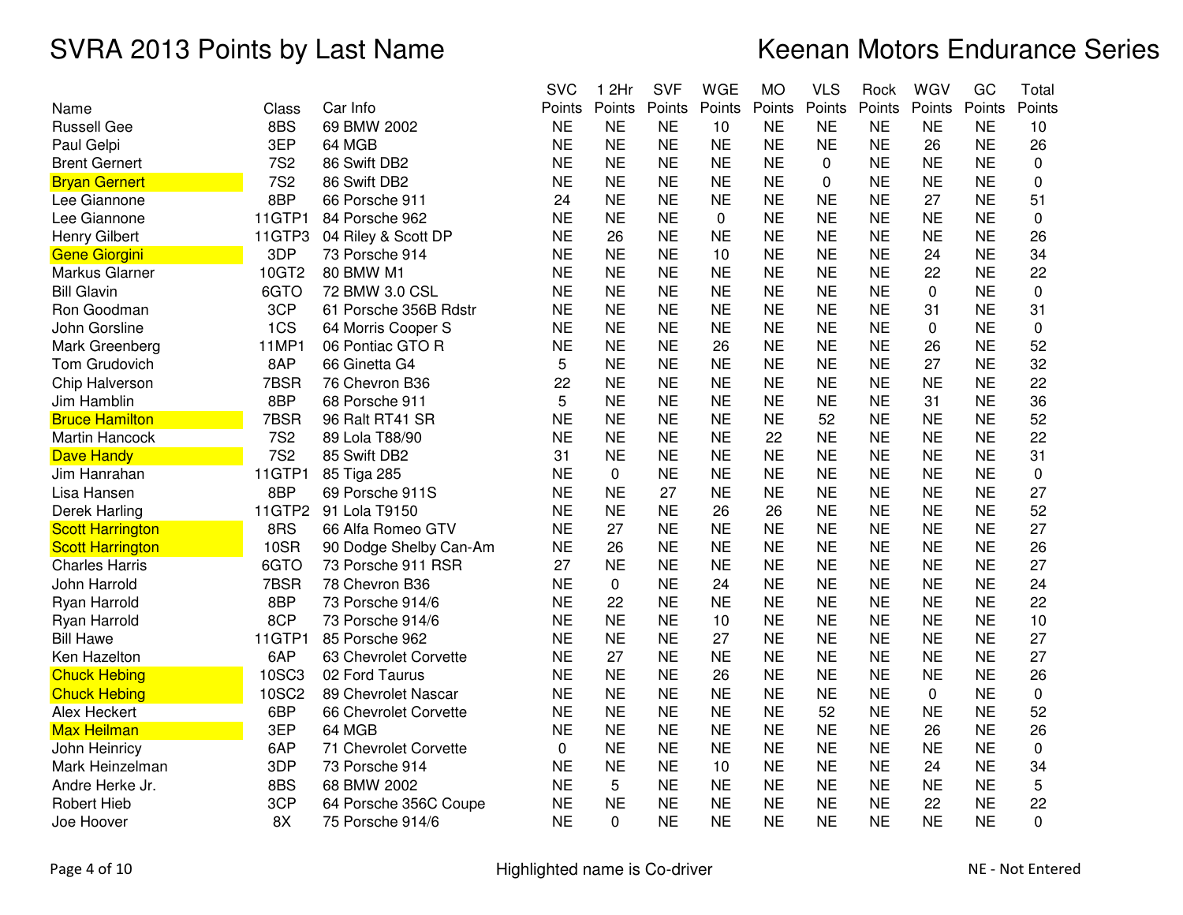# SVRA 2013 Points by Last Name

# Keenan Motors Endurance Series

| Name | Class | Car Info | SVC Points | 1 2Hr Points | SVF Points | WGE Points | MO Points | VLS Points | Rock Points | WGV Points | GC Points | Total Points |
|---|---|---|---|---|---|---|---|---|---|---|---|---|
| Russell Gee | 8BS | 69 BMW 2002 | NE | NE | NE | 10 | NE | NE | NE | NE | NE | 10 |
| Paul Gelpi | 3EP | 64 MGB | NE | NE | NE | NE | NE | NE | NE | 26 | NE | 26 |
| Brent Gernert | 7S2 | 86 Swift DB2 | NE | NE | NE | NE | NE | 0 | NE | NE | NE | 0 |
| Bryan Gernert | 7S2 | 86 Swift DB2 | NE | NE | NE | NE | NE | 0 | NE | NE | NE | 0 |
| Lee Giannone | 8BP | 66 Porsche 911 | 24 | NE | NE | NE | NE | NE | NE | 27 | NE | 51 |
| Lee Giannone | 11GTP1 | 84 Porsche 962 | NE | NE | NE | 0 | NE | NE | NE | NE | NE | 0 |
| Henry Gilbert | 11GTP3 | 04 Riley & Scott DP | NE | 26 | NE | NE | NE | NE | NE | NE | NE | 26 |
| Gene Giorgini | 3DP | 73 Porsche 914 | NE | NE | NE | 10 | NE | NE | NE | 24 | NE | 34 |
| Markus Glarner | 10GT2 | 80 BMW M1 | NE | NE | NE | NE | NE | NE | NE | 22 | NE | 22 |
| Bill Glavin | 6GTO | 72 BMW 3.0 CSL | NE | NE | NE | NE | NE | NE | NE | 0 | NE | 0 |
| Ron Goodman | 3CP | 61 Porsche 356B Rdstr | NE | NE | NE | NE | NE | NE | NE | 31 | NE | 31 |
| John Gorsline | 1CS | 64 Morris Cooper S | NE | NE | NE | NE | NE | NE | NE | 0 | NE | 0 |
| Mark Greenberg | 11MP1 | 06 Pontiac GTO R | NE | NE | NE | 26 | NE | NE | NE | 26 | NE | 52 |
| Tom Grudovich | 8AP | 66 Ginetta G4 | 5 | NE | NE | NE | NE | NE | NE | 27 | NE | 32 |
| Chip Halverson | 7BSR | 76 Chevron B36 | 22 | NE | NE | NE | NE | NE | NE | NE | NE | 22 |
| Jim Hamblin | 8BP | 68 Porsche 911 | 5 | NE | NE | NE | NE | NE | NE | 31 | NE | 36 |
| Bruce Hamilton | 7BSR | 96 Ralt RT41 SR | NE | NE | NE | NE | NE | 52 | NE | NE | NE | 52 |
| Martin Hancock | 7S2 | 89 Lola T88/90 | NE | NE | NE | NE | 22 | NE | NE | NE | NE | 22 |
| Dave Handy | 7S2 | 85 Swift DB2 | 31 | NE | NE | NE | NE | NE | NE | NE | NE | 31 |
| Jim Hanrahan | 11GTP1 | 85 Tiga 285 | NE | 0 | NE | NE | NE | NE | NE | NE | NE | 0 |
| Lisa Hansen | 8BP | 69 Porsche 911S | NE | NE | 27 | NE | NE | NE | NE | NE | NE | 27 |
| Derek Harling | 11GTP2 | 91 Lola T9150 | NE | NE | NE | 26 | 26 | NE | NE | NE | NE | 52 |
| Scott Harrington | 8RS | 66 Alfa Romeo GTV | NE | 27 | NE | NE | NE | NE | NE | NE | NE | 27 |
| Scott Harrington | 10SR | 90 Dodge Shelby Can-Am | NE | 26 | NE | NE | NE | NE | NE | NE | NE | 26 |
| Charles Harris | 6GTO | 73 Porsche 911 RSR | 27 | NE | NE | NE | NE | NE | NE | NE | NE | 27 |
| John Harrold | 7BSR | 78 Chevron B36 | NE | 0 | NE | 24 | NE | NE | NE | NE | NE | 24 |
| Ryan Harrold | 8BP | 73 Porsche 914/6 | NE | 22 | NE | NE | NE | NE | NE | NE | NE | 22 |
| Ryan Harrold | 8CP | 73 Porsche 914/6 | NE | NE | NE | 10 | NE | NE | NE | NE | NE | 10 |
| Bill Hawe | 11GTP1 | 85 Porsche 962 | NE | NE | NE | 27 | NE | NE | NE | NE | NE | 27 |
| Ken Hazelton | 6AP | 63 Chevrolet Corvette | NE | 27 | NE | NE | NE | NE | NE | NE | NE | 27 |
| Chuck Hebing | 10SC3 | 02 Ford Taurus | NE | NE | NE | 26 | NE | NE | NE | NE | NE | 26 |
| Chuck Hebing | 10SC2 | 89 Chevrolet Nascar | NE | NE | NE | NE | NE | NE | NE | 0 | NE | 0 |
| Alex Heckert | 6BP | 66 Chevrolet Corvette | NE | NE | NE | NE | NE | 52 | NE | NE | NE | 52 |
| Max Heilman | 3EP | 64 MGB | NE | NE | NE | NE | NE | NE | NE | 26 | NE | 26 |
| John Heinricy | 6AP | 71 Chevrolet Corvette | 0 | NE | NE | NE | NE | NE | NE | NE | NE | 0 |
| Mark Heinzelman | 3DP | 73 Porsche 914 | NE | NE | NE | 10 | NE | NE | NE | 24 | NE | 34 |
| Andre Herke Jr. | 8BS | 68 BMW 2002 | NE | 5 | NE | NE | NE | NE | NE | NE | NE | 5 |
| Robert Hieb | 3CP | 64 Porsche 356C Coupe | NE | NE | NE | NE | NE | NE | NE | 22 | NE | 22 |
| Joe Hoover | 8X | 75 Porsche 914/6 | NE | 0 | NE | NE | NE | NE | NE | NE | NE | 0 |

Highlighted name is Co-driver

NE - Not Entered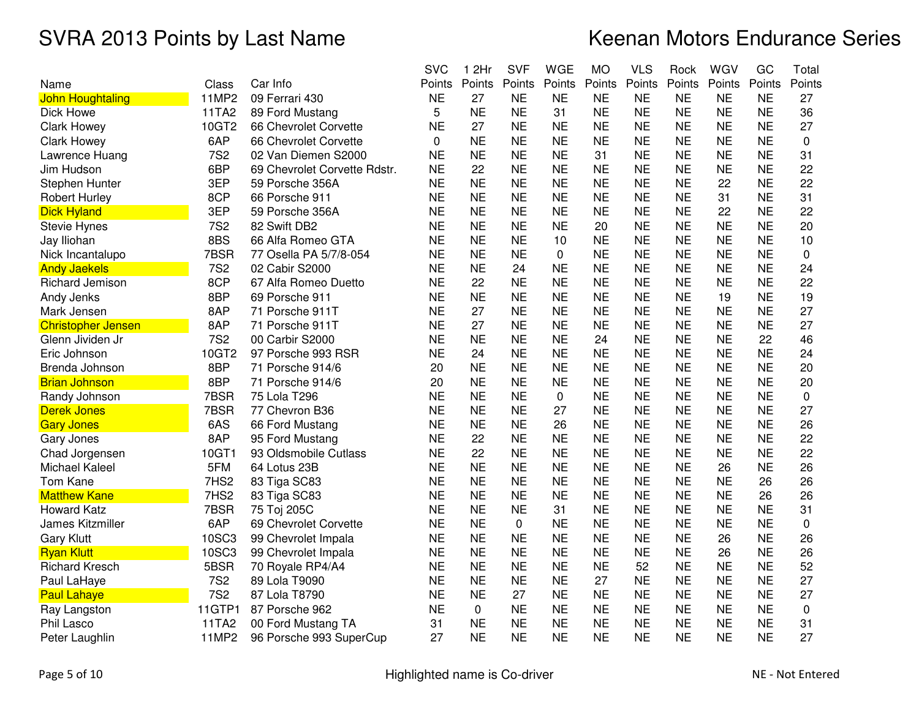# SVRA 2013 Points by Last Name

# Keenan Motors Endurance Series

| Name | Class | Car Info | SVC Points | 1 2Hr Points | SVF Points | WGE Points | MO Points | VLS Points | Rock Points | WGV Points | GC Points | Total Points |
|---|---|---|---|---|---|---|---|---|---|---|---|---|
| John Houghtaling | 11MP2 | 09 Ferrari 430 | NE | 27 | NE | NE | NE | NE | NE | NE | NE | 27 |
| Dick Howe | 11TA2 | 89 Ford Mustang | 5 | NE | NE | 31 | NE | NE | NE | NE | NE | 36 |
| Clark Howey | 10GT2 | 66 Chevrolet Corvette | NE | 27 | NE | NE | NE | NE | NE | NE | NE | 27 |
| Clark Howey | 6AP | 66 Chevrolet Corvette | 0 | NE | NE | NE | NE | NE | NE | NE | NE | 0 |
| Lawrence Huang | 7S2 | 02 Van Diemen S2000 | NE | NE | NE | NE | 31 | NE | NE | NE | NE | 31 |
| Jim Hudson | 6BP | 69 Chevrolet Corvette Rdstr. | NE | 22 | NE | NE | NE | NE | NE | NE | NE | 22 |
| Stephen Hunter | 3EP | 59 Porsche 356A | NE | NE | NE | NE | NE | NE | NE | 22 | NE | 22 |
| Robert Hurley | 8CP | 66 Porsche 911 | NE | NE | NE | NE | NE | NE | NE | 31 | NE | 31 |
| Dick Hyland | 3EP | 59 Porsche 356A | NE | NE | NE | NE | NE | NE | NE | 22 | NE | 22 |
| Stevie Hynes | 7S2 | 82 Swift DB2 | NE | NE | NE | NE | 20 | NE | NE | NE | NE | 20 |
| Jay Iliohan | 8BS | 66 Alfa Romeo GTA | NE | NE | NE | 10 | NE | NE | NE | NE | NE | 10 |
| Nick Incantalupo | 7BSR | 77 Osella PA 5/7/8-054 | NE | NE | NE | 0 | NE | NE | NE | NE | NE | 0 |
| Andy Jaekels | 7S2 | 02 Cabir S2000 | NE | NE | 24 | NE | NE | NE | NE | NE | NE | 24 |
| Richard Jemison | 8CP | 67 Alfa Romeo Duetto | NE | 22 | NE | NE | NE | NE | NE | NE | NE | 22 |
| Andy Jenks | 8BP | 69 Porsche 911 | NE | NE | NE | NE | NE | NE | NE | 19 | NE | 19 |
| Mark Jensen | 8AP | 71 Porsche 911T | NE | 27 | NE | NE | NE | NE | NE | NE | NE | 27 |
| Christopher Jensen | 8AP | 71 Porsche 911T | NE | 27 | NE | NE | NE | NE | NE | NE | NE | 27 |
| Glenn Jividen Jr | 7S2 | 00 Carbir S2000 | NE | NE | NE | NE | 24 | NE | NE | NE | 22 | 46 |
| Eric Johnson | 10GT2 | 97 Porsche 993 RSR | NE | 24 | NE | NE | NE | NE | NE | NE | NE | 24 |
| Brenda Johnson | 8BP | 71 Porsche 914/6 | 20 | NE | NE | NE | NE | NE | NE | NE | NE | 20 |
| Brian Johnson | 8BP | 71 Porsche 914/6 | 20 | NE | NE | NE | NE | NE | NE | NE | NE | 20 |
| Randy Johnson | 7BSR | 75 Lola T296 | NE | NE | NE | 0 | NE | NE | NE | NE | NE | 0 |
| Derek Jones | 7BSR | 77 Chevron B36 | NE | NE | NE | 27 | NE | NE | NE | NE | NE | 27 |
| Gary Jones | 6AS | 66 Ford Mustang | NE | NE | NE | 26 | NE | NE | NE | NE | NE | 26 |
| Gary Jones | 8AP | 95 Ford Mustang | NE | 22 | NE | NE | NE | NE | NE | NE | NE | 22 |
| Chad Jorgensen | 10GT1 | 93 Oldsmobile Cutlass | NE | 22 | NE | NE | NE | NE | NE | NE | NE | 22 |
| Michael Kaleel | 5FM | 64 Lotus 23B | NE | NE | NE | NE | NE | NE | NE | 26 | NE | 26 |
| Tom Kane | 7HS2 | 83 Tiga SC83 | NE | NE | NE | NE | NE | NE | NE | NE | 26 | 26 |
| Matthew Kane | 7HS2 | 83 Tiga SC83 | NE | NE | NE | NE | NE | NE | NE | NE | 26 | 26 |
| Howard Katz | 7BSR | 75 Toj 205C | NE | NE | NE | 31 | NE | NE | NE | NE | NE | 31 |
| James Kitzmiller | 6AP | 69 Chevrolet Corvette | NE | NE | 0 | NE | NE | NE | NE | NE | NE | 0 |
| Gary Klutt | 10SC3 | 99 Chevrolet Impala | NE | NE | NE | NE | NE | NE | NE | 26 | NE | 26 |
| Ryan Klutt | 10SC3 | 99 Chevrolet Impala | NE | NE | NE | NE | NE | NE | NE | 26 | NE | 26 |
| Richard Kresch | 5BSR | 70 Royale RP4/A4 | NE | NE | NE | NE | NE | 52 | NE | NE | NE | 52 |
| Paul LaHaye | 7S2 | 89 Lola T9090 | NE | NE | NE | NE | 27 | NE | NE | NE | NE | 27 |
| Paul Lahaye | 7S2 | 87 Lola T8790 | NE | NE | 27 | NE | NE | NE | NE | NE | NE | 27 |
| Ray Langston | 11GTP1 | 87 Porsche 962 | NE | 0 | NE | NE | NE | NE | NE | NE | NE | 0 |
| Phil Lasco | 11TA2 | 00 Ford Mustang TA | 31 | NE | NE | NE | NE | NE | NE | NE | NE | 31 |
| Peter Laughlin | 11MP2 | 96 Porsche 993 SuperCup | 27 | NE | NE | NE | NE | NE | NE | NE | NE | 27 |

Highlighted name is Co-driver

NE - Not Entered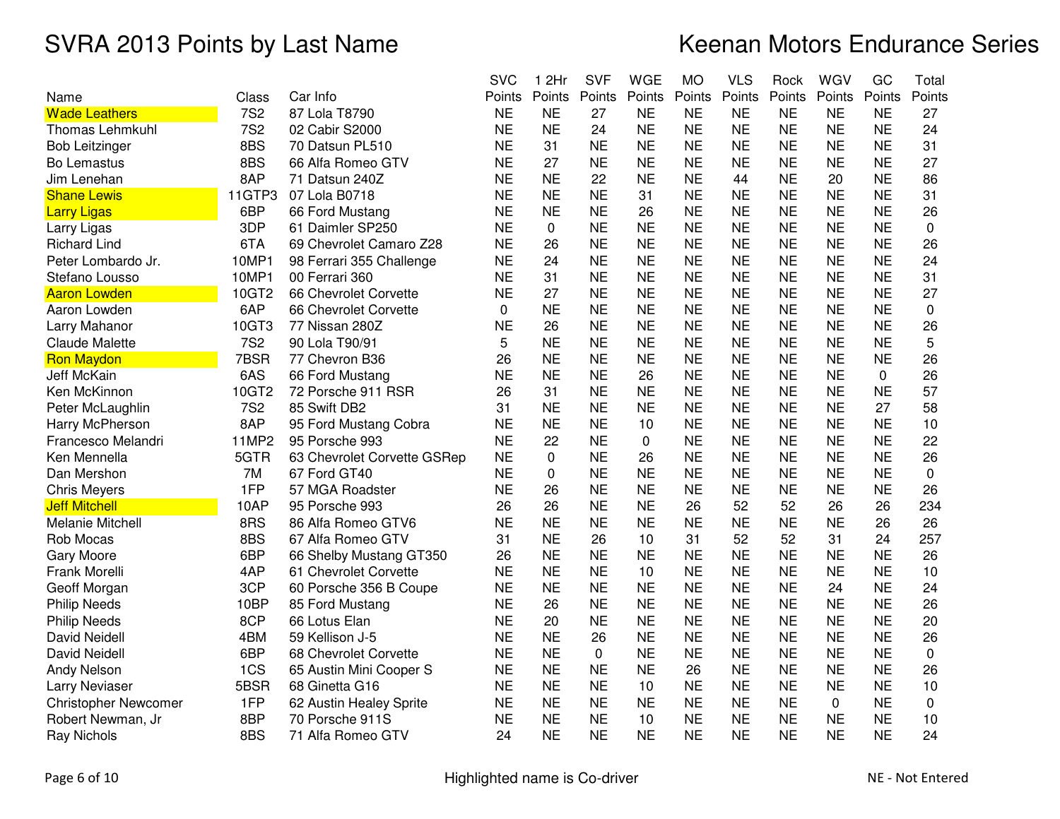# SVRA 2013 Points by Last Name

# Keenan Motors Endurance Series

| Name | Class | Car Info | SVC Points | 1 2Hr Points | SVF Points | WGE Points | MO Points | VLS Points | Rock Points | WGV Points | GC Points | Total Points |
|---|---|---|---|---|---|---|---|---|---|---|---|---|
| Wade Leathers | 7S2 | 87 Lola T8790 | NE | NE | 27 | NE | NE | NE | NE | NE | NE | 27 |
| Thomas Lehmkuhl | 7S2 | 02 Cabir S2000 | NE | NE | 24 | NE | NE | NE | NE | NE | NE | 24 |
| Bob Leitzinger | 8BS | 70 Datsun PL510 | NE | 31 | NE | NE | NE | NE | NE | NE | NE | 31 |
| Bo Lemastus | 8BS | 66 Alfa Romeo GTV | NE | 27 | NE | NE | NE | NE | NE | NE | NE | 27 |
| Jim Lenehan | 8AP | 71 Datsun 240Z | NE | NE | 22 | NE | NE | 44 | NE | 20 | NE | 86 |
| Shane Lewis | 11GTP3 | 07 Lola B0718 | NE | NE | NE | 31 | NE | NE | NE | NE | NE | 31 |
| Larry Ligas | 6BP | 66 Ford Mustang | NE | NE | NE | 26 | NE | NE | NE | NE | NE | 26 |
| Larry Ligas | 3DP | 61 Daimler SP250 | NE | 0 | NE | NE | NE | NE | NE | NE | NE | 0 |
| Richard Lind | 6TA | 69 Chevrolet Camaro Z28 | NE | 26 | NE | NE | NE | NE | NE | NE | NE | 26 |
| Peter Lombardo Jr. | 10MP1 | 98 Ferrari 355 Challenge | NE | 24 | NE | NE | NE | NE | NE | NE | NE | 24 |
| Stefano Lousso | 10MP1 | 00 Ferrari 360 | NE | 31 | NE | NE | NE | NE | NE | NE | NE | 31 |
| Aaron Lowden | 10GT2 | 66 Chevrolet Corvette | NE | 27 | NE | NE | NE | NE | NE | NE | NE | 27 |
| Aaron Lowden | 6AP | 66 Chevrolet Corvette | 0 | NE | NE | NE | NE | NE | NE | NE | NE | 0 |
| Larry Mahanor | 10GT3 | 77 Nissan 280Z | NE | 26 | NE | NE | NE | NE | NE | NE | NE | 26 |
| Claude Malette | 7S2 | 90 Lola T90/91 | 5 | NE | NE | NE | NE | NE | NE | NE | NE | 5 |
| Ron Maydon | 7BSR | 77 Chevron B36 | 26 | NE | NE | NE | NE | NE | NE | NE | NE | 26 |
| Jeff McKain | 6AS | 66 Ford Mustang | NE | NE | NE | 26 | NE | NE | NE | NE | 0 | 26 |
| Ken McKinnon | 10GT2 | 72 Porsche 911 RSR | 26 | 31 | NE | NE | NE | NE | NE | NE | NE | 57 |
| Peter McLaughlin | 7S2 | 85 Swift DB2 | 31 | NE | NE | NE | NE | NE | NE | NE | 27 | 58 |
| Harry McPherson | 8AP | 95 Ford Mustang Cobra | NE | NE | NE | 10 | NE | NE | NE | NE | NE | 10 |
| Francesco Melandri | 11MP2 | 95 Porsche 993 | NE | 22 | NE | 0 | NE | NE | NE | NE | NE | 22 |
| Ken Mennella | 5GTR | 63 Chevrolet Corvette GSRep | NE | 0 | NE | 26 | NE | NE | NE | NE | NE | 26 |
| Dan Mershon | 7M | 67 Ford GT40 | NE | 0 | NE | NE | NE | NE | NE | NE | NE | 0 |
| Chris Meyers | 1FP | 57 MGA Roadster | NE | 26 | NE | NE | NE | NE | NE | NE | NE | 26 |
| Jeff Mitchell | 10AP | 95 Porsche 993 | 26 | 26 | NE | NE | 26 | 52 | 52 | 26 | 26 | 234 |
| Melanie Mitchell | 8RS | 86 Alfa Romeo GTV6 | NE | NE | NE | NE | NE | NE | NE | NE | 26 | 26 |
| Rob Mocas | 8BS | 67 Alfa Romeo GTV | 31 | NE | 26 | 10 | 31 | 52 | 52 | 31 | 24 | 257 |
| Gary Moore | 6BP | 66 Shelby Mustang GT350 | 26 | NE | NE | NE | NE | NE | NE | NE | NE | 26 |
| Frank Morelli | 4AP | 61 Chevrolet Corvette | NE | NE | NE | 10 | NE | NE | NE | NE | NE | 10 |
| Geoff Morgan | 3CP | 60 Porsche 356 B Coupe | NE | NE | NE | NE | NE | NE | NE | 24 | NE | 24 |
| Philip Needs | 10BP | 85 Ford Mustang | NE | 26 | NE | NE | NE | NE | NE | NE | NE | 26 |
| Philip Needs | 8CP | 66 Lotus Elan | NE | 20 | NE | NE | NE | NE | NE | NE | NE | 20 |
| David Neidell | 4BM | 59 Kellison J-5 | NE | NE | 26 | NE | NE | NE | NE | NE | NE | 26 |
| David Neidell | 6BP | 68 Chevrolet Corvette | NE | NE | 0 | NE | NE | NE | NE | NE | NE | 0 |
| Andy Nelson | 1CS | 65 Austin Mini Cooper S | NE | NE | NE | NE | 26 | NE | NE | NE | NE | 26 |
| Larry Neviaser | 5BSR | 68 Ginetta G16 | NE | NE | NE | 10 | NE | NE | NE | NE | NE | 10 |
| Christopher Newcomer | 1FP | 62 Austin Healey Sprite | NE | NE | NE | NE | NE | NE | NE | 0 | NE | 0 |
| Robert Newman, Jr | 8BP | 70 Porsche 911S | NE | NE | NE | 10 | NE | NE | NE | NE | NE | 10 |
| Ray Nichols | 8BS | 71 Alfa Romeo GTV | 24 | NE | NE | NE | NE | NE | NE | NE | NE | 24 |

Highlighted name is Co-driver

NE - Not Entered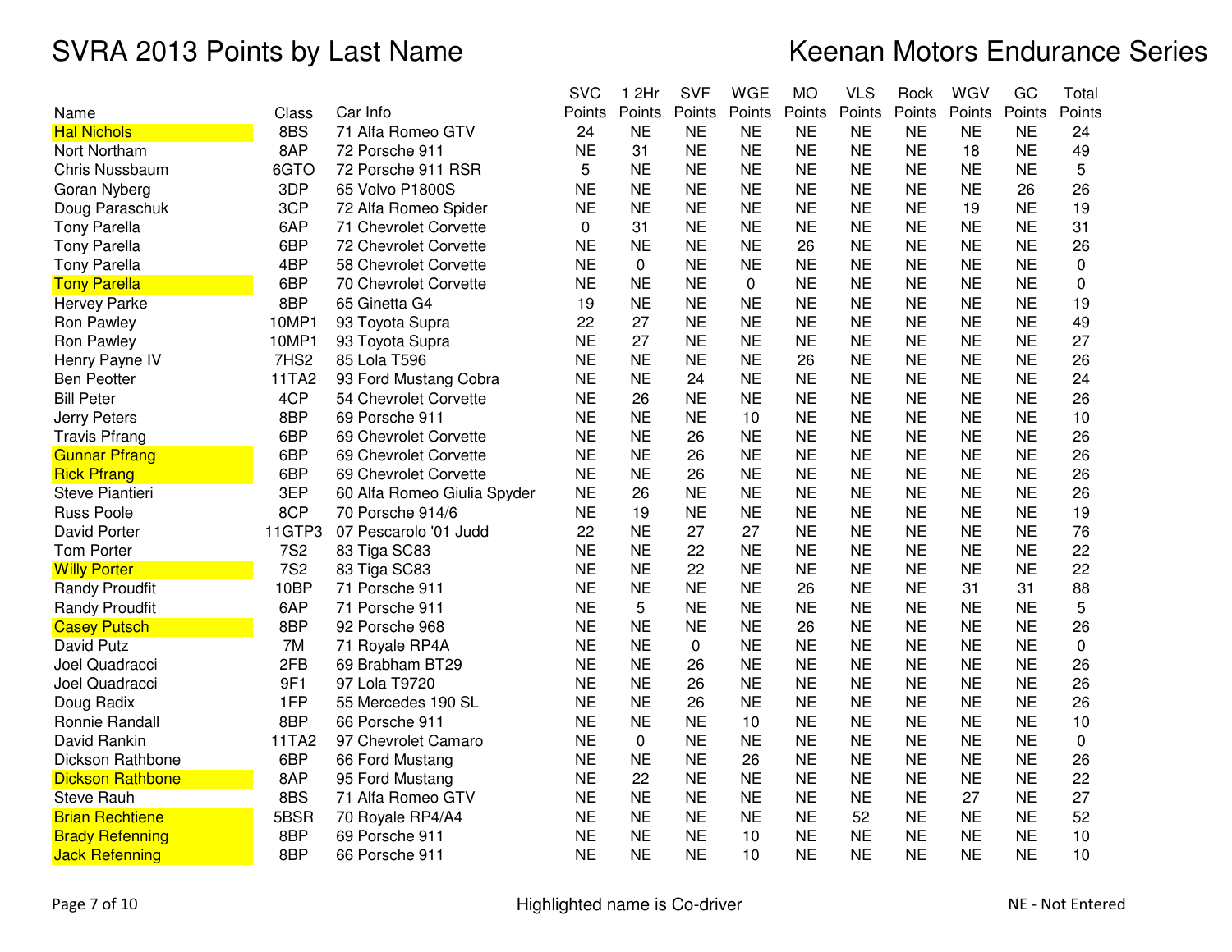# SVRA 2013 Points by Last Name

# Keenan Motors Endurance Series

| Name | Class | Car Info | SVC Points | 1 2Hr Points | SVF Points | WGE Points | MO Points | VLS Points | Rock Points | WGV Points | GC Points | Total Points |
|---|---|---|---|---|---|---|---|---|---|---|---|---|
| Hal Nichols | 8BS | 71 Alfa Romeo GTV | 24 | NE | NE | NE | NE | NE | NE | NE | NE | 24 |
| Nort Northam | 8AP | 72 Porsche 911 | NE | 31 | NE | NE | NE | NE | NE | 18 | NE | 49 |
| Chris Nussbaum | 6GTO | 72 Porsche 911 RSR | 5 | NE | NE | NE | NE | NE | NE | NE | NE | 5 |
| Goran Nyberg | 3DP | 65 Volvo P1800S | NE | NE | NE | NE | NE | NE | NE | NE | 26 | 26 |
| Doug Paraschuk | 3CP | 72 Alfa Romeo Spider | NE | NE | NE | NE | NE | NE | NE | 19 | NE | 19 |
| Tony Parella | 6AP | 71 Chevrolet Corvette | 0 | 31 | NE | NE | NE | NE | NE | NE | NE | 31 |
| Tony Parella | 6BP | 72 Chevrolet Corvette | NE | NE | NE | NE | 26 | NE | NE | NE | NE | 26 |
| Tony Parella | 4BP | 58 Chevrolet Corvette | NE | 0 | NE | NE | NE | NE | NE | NE | NE | 0 |
| Tony Parella | 6BP | 70 Chevrolet Corvette | NE | NE | NE | 0 | NE | NE | NE | NE | NE | 0 |
| Hervey Parke | 8BP | 65 Ginetta G4 | 19 | NE | NE | NE | NE | NE | NE | NE | NE | 19 |
| Ron Pawley | 10MP1 | 93 Toyota Supra | 22 | 27 | NE | NE | NE | NE | NE | NE | NE | 49 |
| Ron Pawley | 10MP1 | 93 Toyota Supra | NE | 27 | NE | NE | NE | NE | NE | NE | NE | 27 |
| Henry Payne IV | 7HS2 | 85 Lola T596 | NE | NE | NE | NE | 26 | NE | NE | NE | NE | 26 |
| Ben Peotter | 11TA2 | 93 Ford Mustang Cobra | NE | NE | 24 | NE | NE | NE | NE | NE | NE | 24 |
| Bill Peter | 4CP | 54 Chevrolet Corvette | NE | 26 | NE | NE | NE | NE | NE | NE | NE | 26 |
| Jerry Peters | 8BP | 69 Porsche 911 | NE | NE | NE | 10 | NE | NE | NE | NE | NE | 10 |
| Travis Pfrang | 6BP | 69 Chevrolet Corvette | NE | NE | 26 | NE | NE | NE | NE | NE | NE | 26 |
| Gunnar Pfrang | 6BP | 69 Chevrolet Corvette | NE | NE | 26 | NE | NE | NE | NE | NE | NE | 26 |
| Rick Pfrang | 6BP | 69 Chevrolet Corvette | NE | NE | 26 | NE | NE | NE | NE | NE | NE | 26 |
| Steve Piantieri | 3EP | 60 Alfa Romeo Giulia Spyder | NE | 26 | NE | NE | NE | NE | NE | NE | NE | 26 |
| Russ Poole | 8CP | 70 Porsche 914/6 | NE | 19 | NE | NE | NE | NE | NE | NE | NE | 19 |
| David Porter | 11GTP3 | 07 Pescarolo '01 Judd | 22 | NE | 27 | 27 | NE | NE | NE | NE | NE | 76 |
| Tom Porter | 7S2 | 83 Tiga SC83 | NE | NE | 22 | NE | NE | NE | NE | NE | NE | 22 |
| Willy Porter | 7S2 | 83 Tiga SC83 | NE | NE | 22 | NE | NE | NE | NE | NE | NE | 22 |
| Randy Proudfit | 10BP | 71 Porsche 911 | NE | NE | NE | NE | 26 | NE | NE | 31 | 31 | 88 |
| Randy Proudfit | 6AP | 71 Porsche 911 | NE | 5 | NE | NE | NE | NE | NE | NE | NE | 5 |
| Casey Putsch | 8BP | 92 Porsche 968 | NE | NE | NE | NE | 26 | NE | NE | NE | NE | 26 |
| David Putz | 7M | 71 Royale RP4A | NE | NE | 0 | NE | NE | NE | NE | NE | NE | 0 |
| Joel Quadracci | 2FB | 69 Brabham BT29 | NE | NE | 26 | NE | NE | NE | NE | NE | NE | 26 |
| Joel Quadracci | 9F1 | 97 Lola T9720 | NE | NE | 26 | NE | NE | NE | NE | NE | NE | 26 |
| Doug Radix | 1FP | 55 Mercedes 190 SL | NE | NE | 26 | NE | NE | NE | NE | NE | NE | 26 |
| Ronnie Randall | 8BP | 66 Porsche 911 | NE | NE | NE | 10 | NE | NE | NE | NE | NE | 10 |
| David Rankin | 11TA2 | 97 Chevrolet Camaro | NE | 0 | NE | NE | NE | NE | NE | NE | NE | 0 |
| Dickson Rathbone | 6BP | 66 Ford Mustang | NE | NE | NE | 26 | NE | NE | NE | NE | NE | 26 |
| Dickson Rathbone | 8AP | 95 Ford Mustang | NE | 22 | NE | NE | NE | NE | NE | NE | NE | 22 |
| Steve Rauh | 8BS | 71 Alfa Romeo GTV | NE | NE | NE | NE | NE | NE | NE | 27 | NE | 27 |
| Brian Rechtiene | 5BSR | 70 Royale RP4/A4 | NE | NE | NE | NE | NE | 52 | NE | NE | NE | 52 |
| Brady Refenning | 8BP | 69 Porsche 911 | NE | NE | NE | 10 | NE | NE | NE | NE | NE | 10 |
| Jack Refenning | 8BP | 66 Porsche 911 | NE | NE | NE | 10 | NE | NE | NE | NE | NE | 10 |

Highlighted name is Co-driver

NE - Not Entered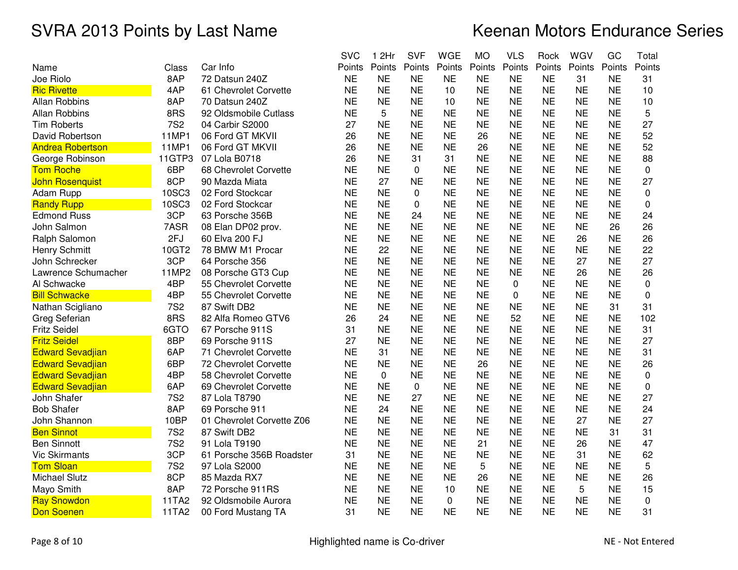# SVRA 2013 Points by Last Name

# Keenan Motors Endurance Series

| Name | Class | Car Info | SVC Points | 1 2Hr Points | SVF Points | WGE Points | MO Points | VLS Points | Rock Points | WGV Points | GC Points | Total Points |
|---|---|---|---|---|---|---|---|---|---|---|---|---|
| Joe Riolo | 8AP | 72 Datsun 240Z | NE | NE | NE | NE | NE | NE | NE | 31 | NE | 31 |
| Ric Rivette | 4AP | 61 Chevrolet Corvette | NE | NE | NE | 10 | NE | NE | NE | NE | NE | 10 |
| Allan Robbins | 8AP | 70 Datsun 240Z | NE | NE | NE | 10 | NE | NE | NE | NE | NE | 10 |
| Allan Robbins | 8RS | 92 Oldsmobile Cutlass | NE | 5 | NE | NE | NE | NE | NE | NE | NE | 5 |
| Tim Roberts | 7S2 | 04 Carbir S2000 | 27 | NE | NE | NE | NE | NE | NE | NE | NE | 27 |
| David Robertson | 11MP1 | 06 Ford GT MKVII | 26 | NE | NE | NE | 26 | NE | NE | NE | NE | 52 |
| Andrea Robertson | 11MP1 | 06 Ford GT MKVII | 26 | NE | NE | NE | 26 | NE | NE | NE | NE | 52 |
| George Robinson | 11GTP3 | 07 Lola B0718 | 26 | NE | 31 | 31 | NE | NE | NE | NE | NE | 88 |
| Tom Roche | 6BP | 68 Chevrolet Corvette | NE | NE | 0 | NE | NE | NE | NE | NE | NE | 0 |
| John Rosenquist | 8CP | 90 Mazda Miata | NE | 27 | NE | NE | NE | NE | NE | NE | NE | 27 |
| Adam Rupp | 10SC3 | 02 Ford Stockcar | NE | NE | 0 | NE | NE | NE | NE | NE | NE | 0 |
| Randy Rupp | 10SC3 | 02 Ford Stockcar | NE | NE | 0 | NE | NE | NE | NE | NE | NE | 0 |
| Edmond Russ | 3CP | 63 Porsche 356B | NE | NE | 24 | NE | NE | NE | NE | NE | NE | 24 |
| John Salmon | 7ASR | 08 Elan DP02 prov. | NE | NE | NE | NE | NE | NE | NE | NE | 26 | 26 |
| Ralph Salomon | 2FJ | 60 Elva 200 FJ | NE | NE | NE | NE | NE | NE | NE | 26 | NE | 26 |
| Henry Schmitt | 10GT2 | 78 BMW M1 Procar | NE | 22 | NE | NE | NE | NE | NE | NE | NE | 22 |
| John Schrecker | 3CP | 64 Porsche 356 | NE | NE | NE | NE | NE | NE | NE | 27 | NE | 27 |
| Lawrence Schumacher | 11MP2 | 08 Porsche GT3 Cup | NE | NE | NE | NE | NE | NE | NE | 26 | NE | 26 |
| Al Schwacke | 4BP | 55 Chevrolet Corvette | NE | NE | NE | NE | NE | 0 | NE | NE | NE | 0 |
| Bill Schwacke | 4BP | 55 Chevrolet Corvette | NE | NE | NE | NE | NE | 0 | NE | NE | NE | 0 |
| Nathan Scigliano | 7S2 | 87 Swift DB2 | NE | NE | NE | NE | NE | NE | NE | NE | 31 | 31 |
| Greg Seferian | 8RS | 82 Alfa Romeo GTV6 | 26 | 24 | NE | NE | NE | 52 | NE | NE | NE | 102 |
| Fritz Seidel | 6GTO | 67 Porsche 911S | 31 | NE | NE | NE | NE | NE | NE | NE | NE | 31 |
| Fritz Seidel | 8BP | 69 Porsche 911S | 27 | NE | NE | NE | NE | NE | NE | NE | NE | 27 |
| Edward Sevadjian | 6AP | 71 Chevrolet Corvette | NE | 31 | NE | NE | NE | NE | NE | NE | NE | 31 |
| Edward Sevadjian | 6BP | 72 Chevrolet Corvette | NE | NE | NE | NE | 26 | NE | NE | NE | NE | 26 |
| Edward Sevadjian | 4BP | 58 Chevrolet Corvette | NE | 0 | NE | NE | NE | NE | NE | NE | NE | 0 |
| Edward Sevadjian | 6AP | 69 Chevrolet Corvette | NE | NE | 0 | NE | NE | NE | NE | NE | NE | 0 |
| John Shafer | 7S2 | 87 Lola T8790 | NE | NE | 27 | NE | NE | NE | NE | NE | NE | 27 |
| Bob Shafer | 8AP | 69 Porsche 911 | NE | 24 | NE | NE | NE | NE | NE | NE | NE | 24 |
| John Shannon | 10BP | 01 Chevrolet Corvette Z06 | NE | NE | NE | NE | NE | NE | NE | 27 | NE | 27 |
| Ben Sinnot | 7S2 | 87 Swift DB2 | NE | NE | NE | NE | NE | NE | NE | NE | 31 | 31 |
| Ben Sinnott | 7S2 | 91 Lola T9190 | NE | NE | NE | NE | 21 | NE | NE | 26 | NE | 47 |
| Vic Skirmants | 3CP | 61 Porsche 356B Roadster | 31 | NE | NE | NE | NE | NE | NE | 31 | NE | 62 |
| Tom Sloan | 7S2 | 97 Lola S2000 | NE | NE | NE | NE | 5 | NE | NE | NE | NE | 5 |
| Michael Slutz | 8CP | 85 Mazda RX7 | NE | NE | NE | NE | 26 | NE | NE | NE | NE | 26 |
| Mayo Smith | 8AP | 72 Porsche 911RS | NE | NE | NE | 10 | NE | NE | NE | 5 | NE | 15 |
| Ray Snowdon | 11TA2 | 92 Oldsmobile Aurora | NE | NE | NE | 0 | NE | NE | NE | NE | NE | 0 |
| Don Soenen | 11TA2 | 00 Ford Mustang TA | 31 | NE | NE | NE | NE | NE | NE | NE | NE | 31 |

Highlighted name is Co-driver

NE - Not Entered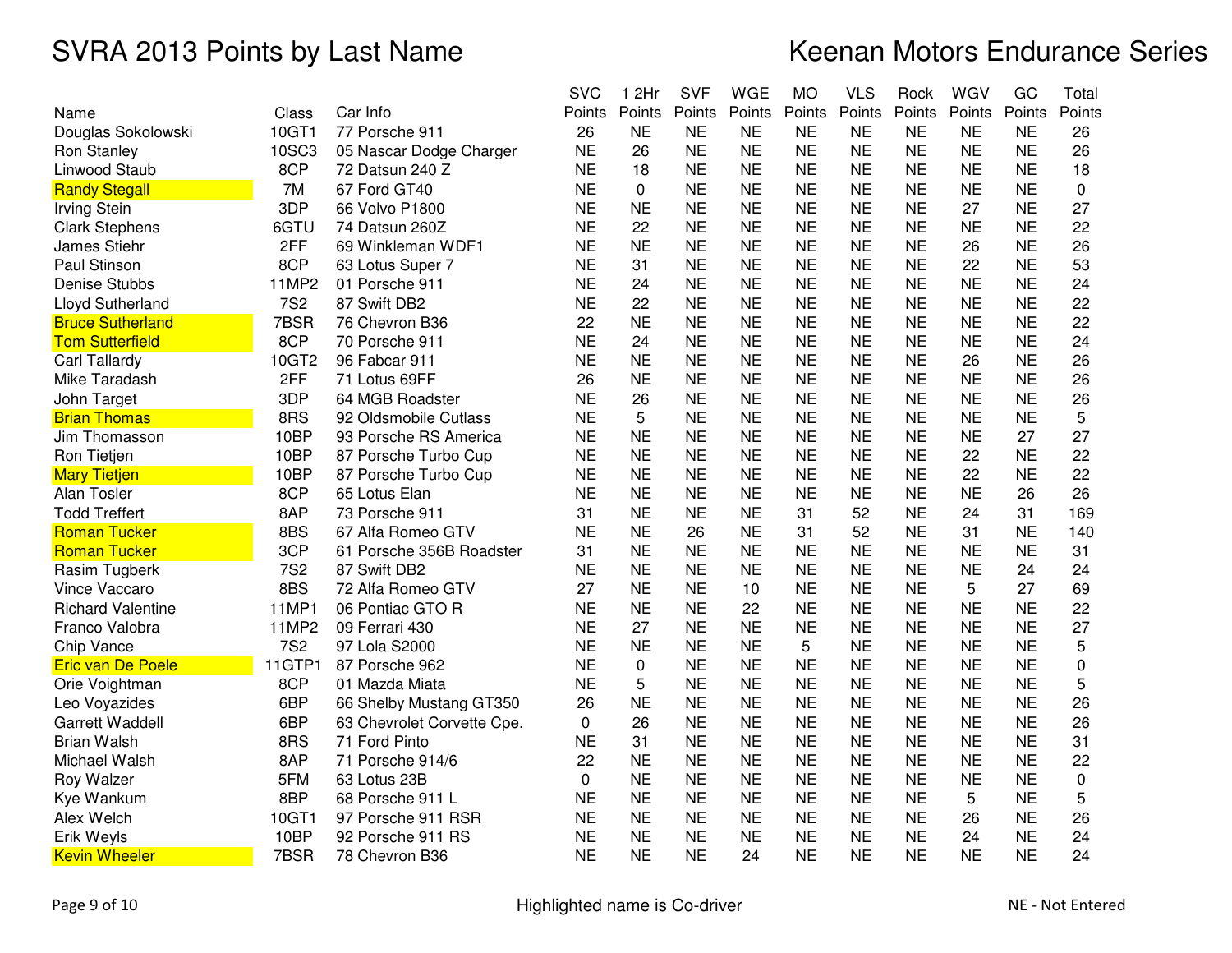# SVRA 2013 Points by Last Name

# Keenan Motors Endurance Series

| Name | Class | Car Info | SVC Points | 1 2Hr Points | SVF Points | WGE Points | MO Points | VLS Points | Rock Points | WGV Points | GC Points | Total Points |
|---|---|---|---|---|---|---|---|---|---|---|---|---|
| Douglas Sokolowski | 10GT1 | 77 Porsche 911 | 26 | NE | NE | NE | NE | NE | NE | NE | NE | 26 |
| Ron Stanley | 10SC3 | 05 Nascar Dodge Charger | NE | 26 | NE | NE | NE | NE | NE | NE | NE | 26 |
| Linwood Staub | 8CP | 72 Datsun 240 Z | NE | 18 | NE | NE | NE | NE | NE | NE | NE | 18 |
| Randy Stegall | 7M | 67 Ford GT40 | NE | 0 | NE | NE | NE | NE | NE | NE | NE | 0 |
| Irving Stein | 3DP | 66 Volvo P1800 | NE | NE | NE | NE | NE | NE | NE | 27 | NE | 27 |
| Clark Stephens | 6GTU | 74 Datsun 260Z | NE | 22 | NE | NE | NE | NE | NE | NE | NE | 22 |
| James Stiehr | 2FF | 69 Winkleman WDF1 | NE | NE | NE | NE | NE | NE | NE | 26 | NE | 26 |
| Paul Stinson | 8CP | 63 Lotus Super 7 | NE | 31 | NE | NE | NE | NE | NE | 22 | NE | 53 |
| Denise Stubbs | 11MP2 | 01 Porsche 911 | NE | 24 | NE | NE | NE | NE | NE | NE | NE | 24 |
| Lloyd Sutherland | 7S2 | 87 Swift DB2 | NE | 22 | NE | NE | NE | NE | NE | NE | NE | 22 |
| Bruce Sutherland | 7BSR | 76 Chevron B36 | 22 | NE | NE | NE | NE | NE | NE | NE | NE | 22 |
| Tom Sutterfield | 8CP | 70 Porsche 911 | NE | 24 | NE | NE | NE | NE | NE | NE | NE | 24 |
| Carl Tallardy | 10GT2 | 96 Fabcar 911 | NE | NE | NE | NE | NE | NE | NE | 26 | NE | 26 |
| Mike Taradash | 2FF | 71 Lotus 69FF | 26 | NE | NE | NE | NE | NE | NE | NE | NE | 26 |
| John Target | 3DP | 64 MGB Roadster | NE | 26 | NE | NE | NE | NE | NE | NE | NE | 26 |
| Brian Thomas | 8RS | 92 Oldsmobile Cutlass | NE | 5 | NE | NE | NE | NE | NE | NE | NE | 5 |
| Jim Thomasson | 10BP | 93 Porsche RS America | NE | NE | NE | NE | NE | NE | NE | NE | 27 | 27 |
| Ron Tietjen | 10BP | 87 Porsche Turbo Cup | NE | NE | NE | NE | NE | NE | NE | 22 | NE | 22 |
| Mary Tietjen | 10BP | 87 Porsche Turbo Cup | NE | NE | NE | NE | NE | NE | NE | 22 | NE | 22 |
| Alan Tosler | 8CP | 65 Lotus Elan | NE | NE | NE | NE | NE | NE | NE | NE | 26 | 26 |
| Todd Treffert | 8AP | 73 Porsche 911 | 31 | NE | NE | NE | 31 | 52 | NE | 24 | 31 | 169 |
| Roman Tucker | 8BS | 67 Alfa Romeo GTV | NE | NE | 26 | NE | 31 | 52 | NE | 31 | NE | 140 |
| Roman Tucker | 3CP | 61 Porsche 356B Roadster | 31 | NE | NE | NE | NE | NE | NE | NE | NE | 31 |
| Rasim Tugberk | 7S2 | 87 Swift DB2 | NE | NE | NE | NE | NE | NE | NE | NE | 24 | 24 |
| Vince Vaccaro | 8BS | 72 Alfa Romeo GTV | 27 | NE | NE | 10 | NE | NE | NE | 5 | 27 | 69 |
| Richard Valentine | 11MP1 | 06 Pontiac GTO R | NE | NE | NE | 22 | NE | NE | NE | NE | NE | 22 |
| Franco Valobra | 11MP2 | 09 Ferrari 430 | NE | 27 | NE | NE | NE | NE | NE | NE | NE | 27 |
| Chip Vance | 7S2 | 97 Lola S2000 | NE | NE | NE | NE | 5 | NE | NE | NE | NE | 5 |
| Eric van De Poele | 11GTP1 | 87 Porsche 962 | NE | 0 | NE | NE | NE | NE | NE | NE | NE | 0 |
| Orie Voightman | 8CP | 01 Mazda Miata | NE | 5 | NE | NE | NE | NE | NE | NE | NE | 5 |
| Leo Voyazides | 6BP | 66 Shelby Mustang GT350 | 26 | NE | NE | NE | NE | NE | NE | NE | NE | 26 |
| Garrett Waddell | 6BP | 63 Chevrolet Corvette Cpe. | 0 | 26 | NE | NE | NE | NE | NE | NE | NE | 26 |
| Brian Walsh | 8RS | 71 Ford Pinto | NE | 31 | NE | NE | NE | NE | NE | NE | NE | 31 |
| Michael Walsh | 8AP | 71 Porsche 914/6 | 22 | NE | NE | NE | NE | NE | NE | NE | NE | 22 |
| Roy Walzer | 5FM | 63 Lotus 23B | 0 | NE | NE | NE | NE | NE | NE | NE | NE | 0 |
| Kye Wankum | 8BP | 68 Porsche 911 L | NE | NE | NE | NE | NE | NE | NE | 5 | NE | 5 |
| Alex Welch | 10GT1 | 97 Porsche 911 RSR | NE | NE | NE | NE | NE | NE | NE | 26 | NE | 26 |
| Erik Weyls | 10BP | 92 Porsche 911 RS | NE | NE | NE | NE | NE | NE | NE | 24 | NE | 24 |
| Kevin Wheeler | 7BSR | 78 Chevron B36 | NE | NE | NE | 24 | NE | NE | NE | NE | NE | 24 |

Highlighted name is Co-driver

NE - Not Entered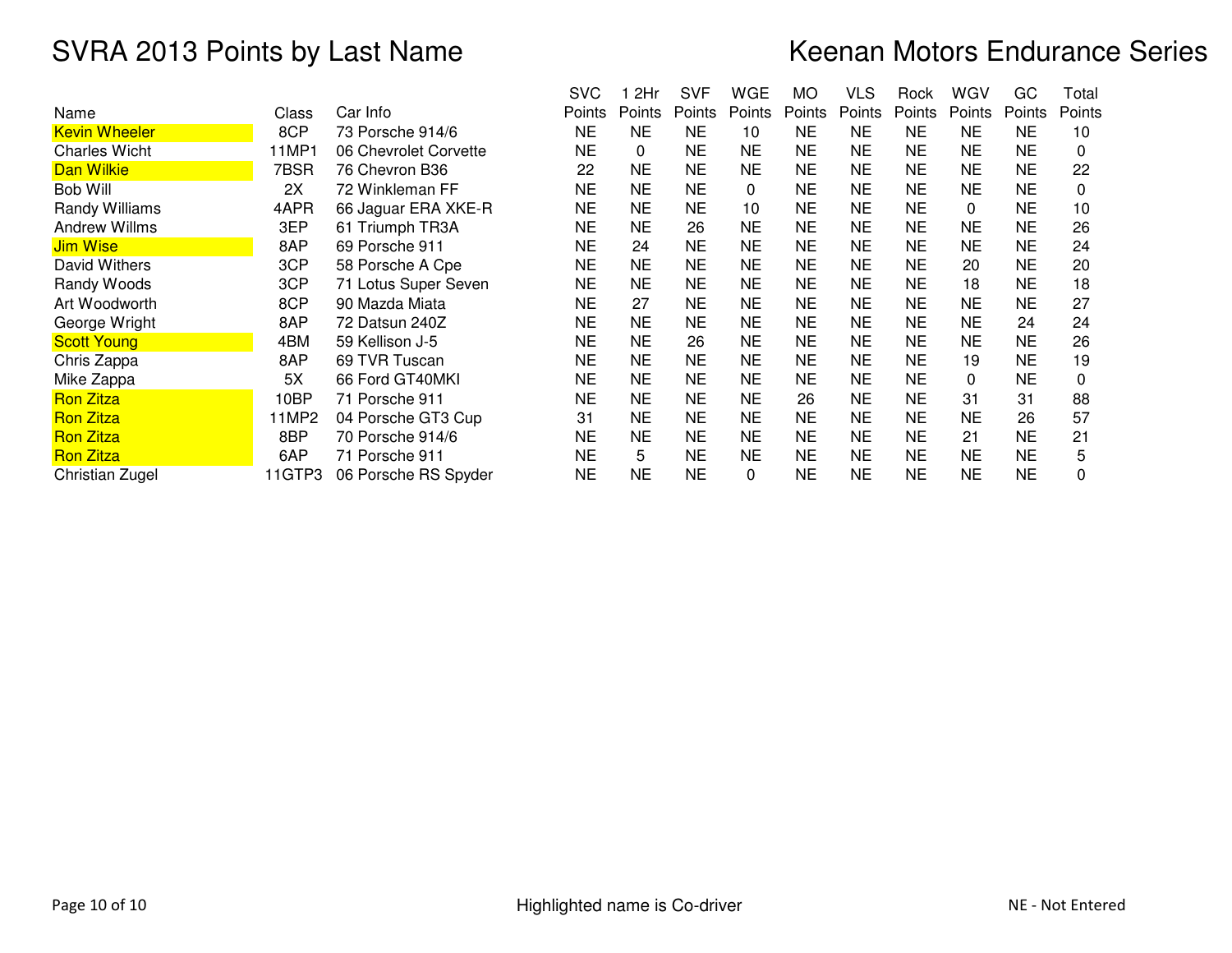# SVRA 2013 Points by Last Name

# Keenan Motors Endurance Series

| Name | Class | Car Info | SVC Points | 1 2Hr Points | SVF Points | WGE Points | MO Points | VLS Points | Rock Points | WGV Points | GC Points | Total Points |
|---|---|---|---|---|---|---|---|---|---|---|---|---|
| Kevin Wheeler | 8CP | 73 Porsche 914/6 | NE | NE | NE | 10 | NE | NE | NE | NE | NE | 10 |
| Charles Wicht | 11MP1 | 06 Chevrolet Corvette | NE | 0 | NE | NE | NE | NE | NE | NE | NE | 0 |
| Dan Wilkie | 7BSR | 76 Chevron B36 | 22 | NE | NE | NE | NE | NE | NE | NE | NE | 22 |
| Bob Will | 2X | 72 Winkleman FF | NE | NE | NE | 0 | NE | NE | NE | NE | NE | 0 |
| Randy Williams | 4APR | 66 Jaguar ERA XKE-R | NE | NE | NE | 10 | NE | NE | NE | 0 | NE | 10 |
| Andrew Willms | 3EP | 61 Triumph TR3A | NE | NE | 26 | NE | NE | NE | NE | NE | NE | 26 |
| Jim Wise | 8AP | 69 Porsche 911 | NE | 24 | NE | NE | NE | NE | NE | NE | NE | 24 |
| David Withers | 3CP | 58 Porsche A Cpe | NE | NE | NE | NE | NE | NE | NE | 20 | NE | 20 |
| Randy Woods | 3CP | 71 Lotus Super Seven | NE | NE | NE | NE | NE | NE | NE | 18 | NE | 18 |
| Art Woodworth | 8CP | 90 Mazda Miata | NE | 27 | NE | NE | NE | NE | NE | NE | NE | 27 |
| George Wright | 8AP | 72 Datsun 240Z | NE | NE | NE | NE | NE | NE | NE | NE | 24 | 24 |
| Scott Young | 4BM | 59 Kellison J-5 | NE | NE | 26 | NE | NE | NE | NE | NE | NE | 26 |
| Chris Zappa | 8AP | 69 TVR Tuscan | NE | NE | NE | NE | NE | NE | NE | 19 | NE | 19 |
| Mike Zappa | 5X | 66 Ford GT40MKI | NE | NE | NE | NE | NE | NE | NE | 0 | NE | 0 |
| Ron Zitza | 10BP | 71 Porsche 911 | NE | NE | NE | NE | 26 | NE | NE | 31 | 31 | 88 |
| Ron Zitza | 11MP2 | 04 Porsche GT3 Cup | 31 | NE | NE | NE | NE | NE | NE | NE | 26 | 57 |
| Ron Zitza | 8BP | 70 Porsche 914/6 | NE | NE | NE | NE | NE | NE | NE | 21 | NE | 21 |
| Ron Zitza | 6AP | 71 Porsche 911 | NE | 5 | NE | NE | NE | NE | NE | NE | NE | 5 |
| Christian Zugel | 11GTP3 | 06 Porsche RS Spyder | NE | NE | NE | 0 | NE | NE | NE | NE | NE | 0 |

Highlighted name is Co-driver

NE - Not Entered